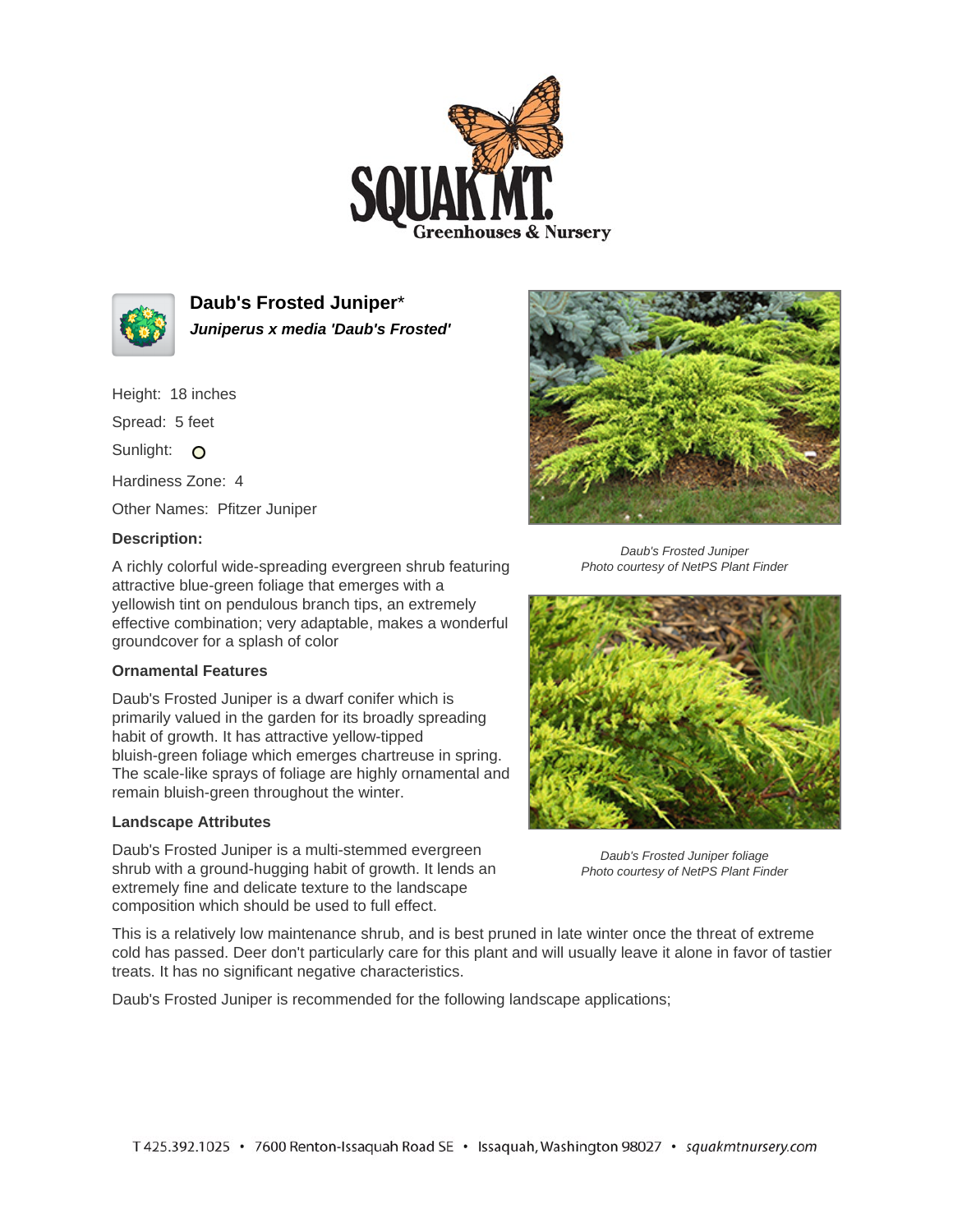# Daub's Frosted Juniper*

***Juniperus x media 'Daub's Frosted'***

Height: 18 inches

Spread: 5 feet

Sunlight: O

Hardiness Zone: 4

Other Names: Pfitzer Juniper

**Description:**

A richly colorful wide-spreading evergreen shrub featuring attractive blue-green foliage that emerges with a yellowish tint on pendulous branch tips, an extremely effective combination; very adaptable, makes a wonderful groundcover for a splash of color

### Ornamental Features

Daub's Frosted Juniper is a dwarf conifer which is primarily valued in the garden for its broadly spreading habit of growth. It has attractive yellow-tipped bluish-green foliage which emerges chartreuse in spring. The scale-like sprays of foliage are highly ornamental and remain bluish-green throughout the winter.

### Landscape Attributes

Daub's Frosted Juniper is a multi-stemmed evergreen shrub with a ground-hugging habit of growth. It lends an extremely fine and delicate texture to the landscape composition which should be used to full effect.

This is a relatively low maintenance shrub, and is best pruned in late winter once the threat of extreme cold has passed. Deer don't particularly care for this plant and will usually leave it alone in favor of tastier treats. It has no significant negative characteristics.

Daub's Frosted Juniper is recommended for the following landscape applications;

*Daub's Frosted Juniper*
*Photo courtesy of NetPS Plant Finder*

*Daub's Frosted Juniper foliage*
*Photo courtesy of NetPS Plant Finder*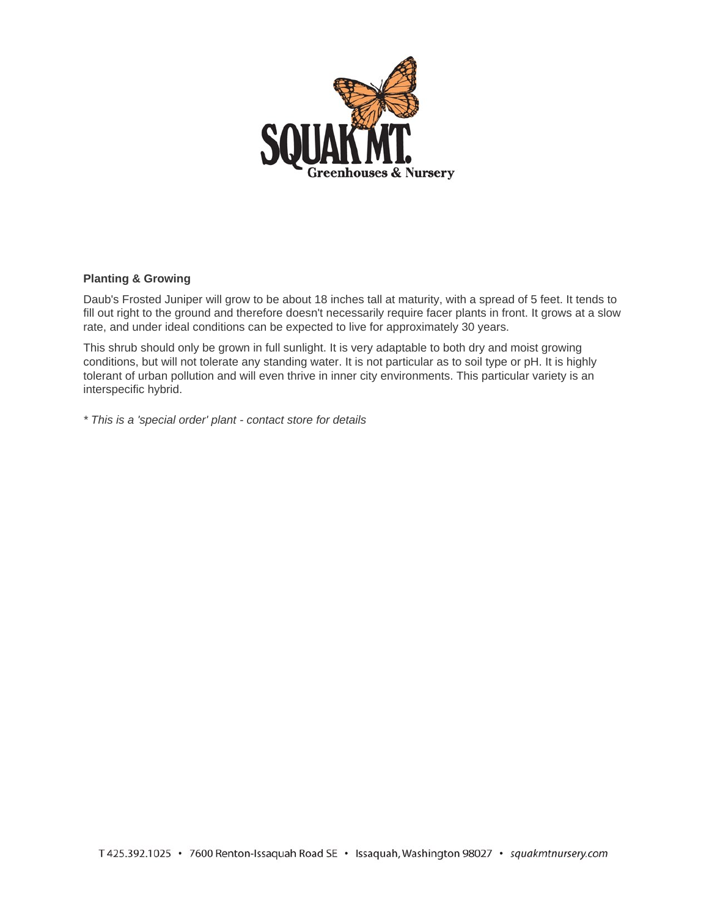**Planting & Growing**

Daub's Frosted Juniper will grow to be about 18 inches tall at maturity, with a spread of 5 feet. It tends to fill out right to the ground and therefore doesn't necessarily require facer plants in front. It grows at a slow rate, and under ideal conditions can be expected to live for approximately 30 years.

This shrub should only be grown in full sunlight. It is very adaptable to both dry and moist growing conditions, but will not tolerate any standing water. It is not particular as to soil type or pH. It is highly tolerant of urban pollution and will even thrive in inner city environments. This particular variety is an interspecific hybrid.

*\* This is a 'special order' plant - contact store for details*